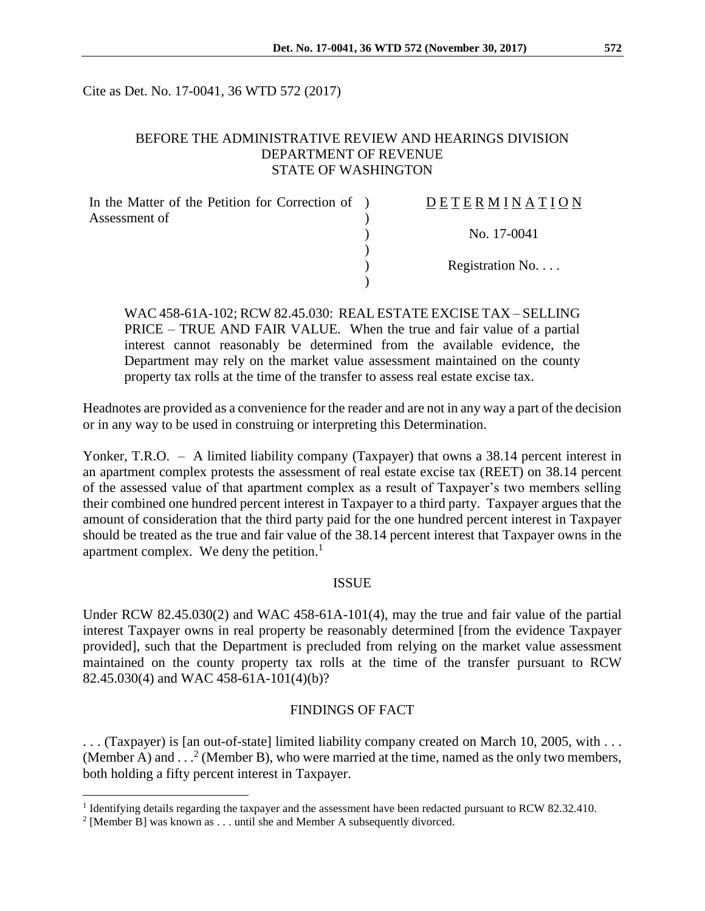Cite as Det. No. 17-0041, 36 WTD 572 (2017)

BEFORE THE ADMINISTRATIVE REVIEW AND HEARINGS DIVISION
DEPARTMENT OF REVENUE
STATE OF WASHINGTON

| | | |
|---|---|---|
| In the Matter of the Petition for Correction of Assessment of | ) | DETERMINATION |
| | ) | |
| | ) | No. 17-0041 |
| | ) | |
| | ) | Registration No. . . . |
| | ) | |

WAC 458-61A-102; RCW 82.45.030: REAL ESTATE EXCISE TAX – SELLING PRICE – TRUE AND FAIR VALUE. When the true and fair value of a partial interest cannot reasonably be determined from the available evidence, the Department may rely on the market value assessment maintained on the county property tax rolls at the time of the transfer to assess real estate excise tax.

Headnotes are provided as a convenience for the reader and are not in any way a part of the decision or in any way to be used in construing or interpreting this Determination.

Yonker, T.R.O. – A limited liability company (Taxpayer) that owns a 38.14 percent interest in an apartment complex protests the assessment of real estate excise tax (REET) on 38.14 percent of the assessed value of that apartment complex as a result of Taxpayer's two members selling their combined one hundred percent interest in Taxpayer to a third party. Taxpayer argues that the amount of consideration that the third party paid for the one hundred percent interest in Taxpayer should be treated as the true and fair value of the 38.14 percent interest that Taxpayer owns in the apartment complex. We deny the petition.[1]

## ISSUE

Under RCW 82.45.030(2) and WAC 458-61A-101(4), may the true and fair value of the partial interest Taxpayer owns in real property be reasonably determined [from the evidence Taxpayer provided], such that the Department is precluded from relying on the market value assessment maintained on the county property tax rolls at the time of the transfer pursuant to RCW 82.45.030(4) and WAC 458-61A-101(4)(b)?

## FINDINGS OF FACT

. . . (Taxpayer) is [an out-of-state] limited liability company created on March 10, 2005, with . . . (Member A) and . . .[2] (Member B), who were married at the time, named as the only two members, both holding a fifty percent interest in Taxpayer.

---

[1] Identifying details regarding the taxpayer and the assessment have been redacted pursuant to RCW 82.32.410.

[2] [Member B] was known as . . . until she and Member A subsequently divorced.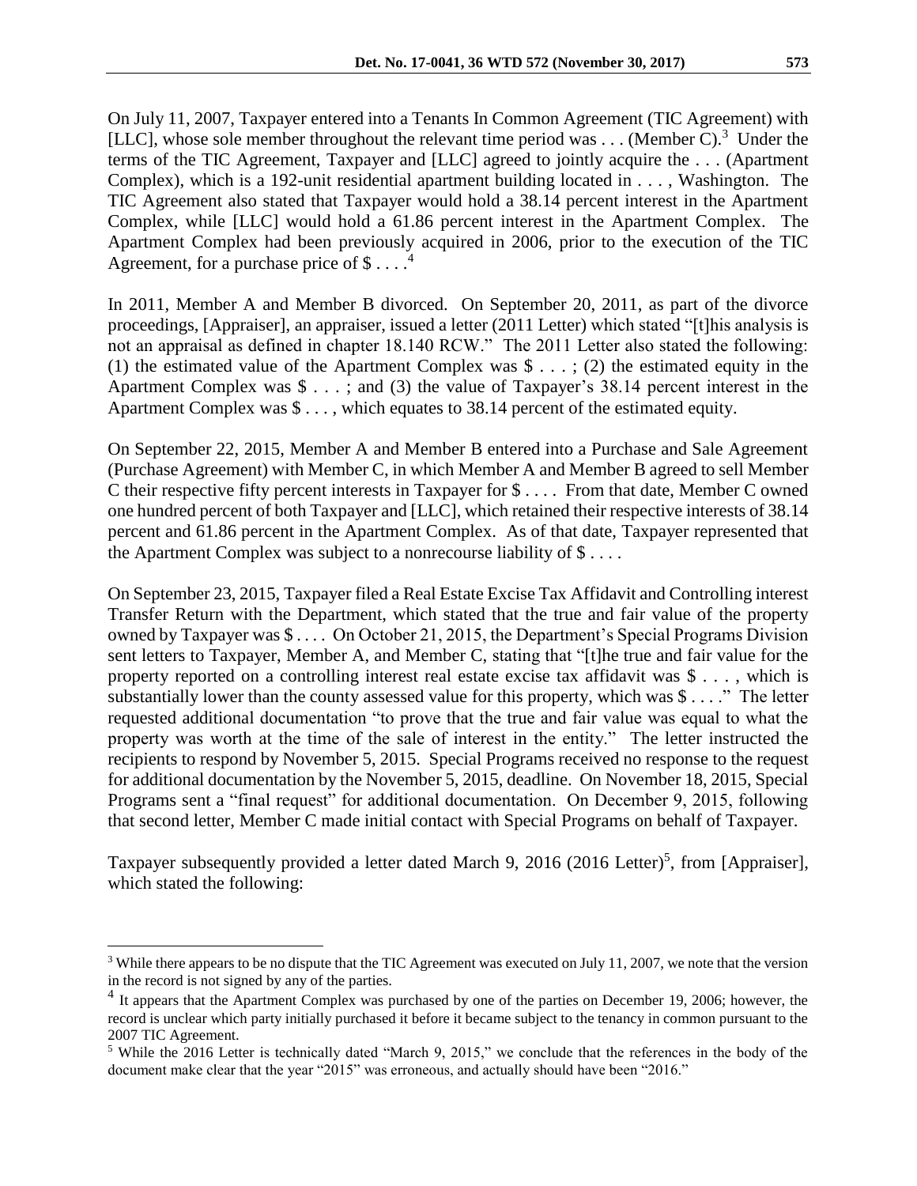On July 11, 2007, Taxpayer entered into a Tenants In Common Agreement (TIC Agreement) with [LLC], whose sole member throughout the relevant time period was . . . (Member C).[3] Under the terms of the TIC Agreement, Taxpayer and [LLC] agreed to jointly acquire the . . . (Apartment Complex), which is a 192-unit residential apartment building located in . . . , Washington. The TIC Agreement also stated that Taxpayer would hold a 38.14 percent interest in the Apartment Complex, while [LLC] would hold a 61.86 percent interest in the Apartment Complex. The Apartment Complex had been previously acquired in 2006, prior to the execution of the TIC Agreement, for a purchase price of $ . . . .[4]

In 2011, Member A and Member B divorced. On September 20, 2011, as part of the divorce proceedings, [Appraiser], an appraiser, issued a letter (2011 Letter) which stated "[t]his analysis is not an appraisal as defined in chapter 18.140 RCW." The 2011 Letter also stated the following: (1) the estimated value of the Apartment Complex was $ . . . ; (2) the estimated equity in the Apartment Complex was $ . . . ; and (3) the value of Taxpayer's 38.14 percent interest in the Apartment Complex was $ . . . , which equates to 38.14 percent of the estimated equity.

On September 22, 2015, Member A and Member B entered into a Purchase and Sale Agreement (Purchase Agreement) with Member C, in which Member A and Member B agreed to sell Member C their respective fifty percent interests in Taxpayer for $ . . . . From that date, Member C owned one hundred percent of both Taxpayer and [LLC], which retained their respective interests of 38.14 percent and 61.86 percent in the Apartment Complex. As of that date, Taxpayer represented that the Apartment Complex was subject to a nonrecourse liability of $ . . . .

On September 23, 2015, Taxpayer filed a Real Estate Excise Tax Affidavit and Controlling interest Transfer Return with the Department, which stated that the true and fair value of the property owned by Taxpayer was $ . . . . On October 21, 2015, the Department's Special Programs Division sent letters to Taxpayer, Member A, and Member C, stating that "[t]he true and fair value for the property reported on a controlling interest real estate excise tax affidavit was $ . . . , which is substantially lower than the county assessed value for this property, which was $ . . . ." The letter requested additional documentation "to prove that the true and fair value was equal to what the property was worth at the time of the sale of interest in the entity." The letter instructed the recipients to respond by November 5, 2015. Special Programs received no response to the request for additional documentation by the November 5, 2015, deadline. On November 18, 2015, Special Programs sent a "final request" for additional documentation. On December 9, 2015, following that second letter, Member C made initial contact with Special Programs on behalf of Taxpayer.

Taxpayer subsequently provided a letter dated March 9, 2016 (2016 Letter)[5], from [Appraiser], which stated the following:

---

[3] While there appears to be no dispute that the TIC Agreement was executed on July 11, 2007, we note that the version in the record is not signed by any of the parties.

[4] It appears that the Apartment Complex was purchased by one of the parties on December 19, 2006; however, the record is unclear which party initially purchased it before it became subject to the tenancy in common pursuant to the 2007 TIC Agreement.

[5] While the 2016 Letter is technically dated "March 9, 2015," we conclude that the references in the body of the document make clear that the year "2015" was erroneous, and actually should have been "2016."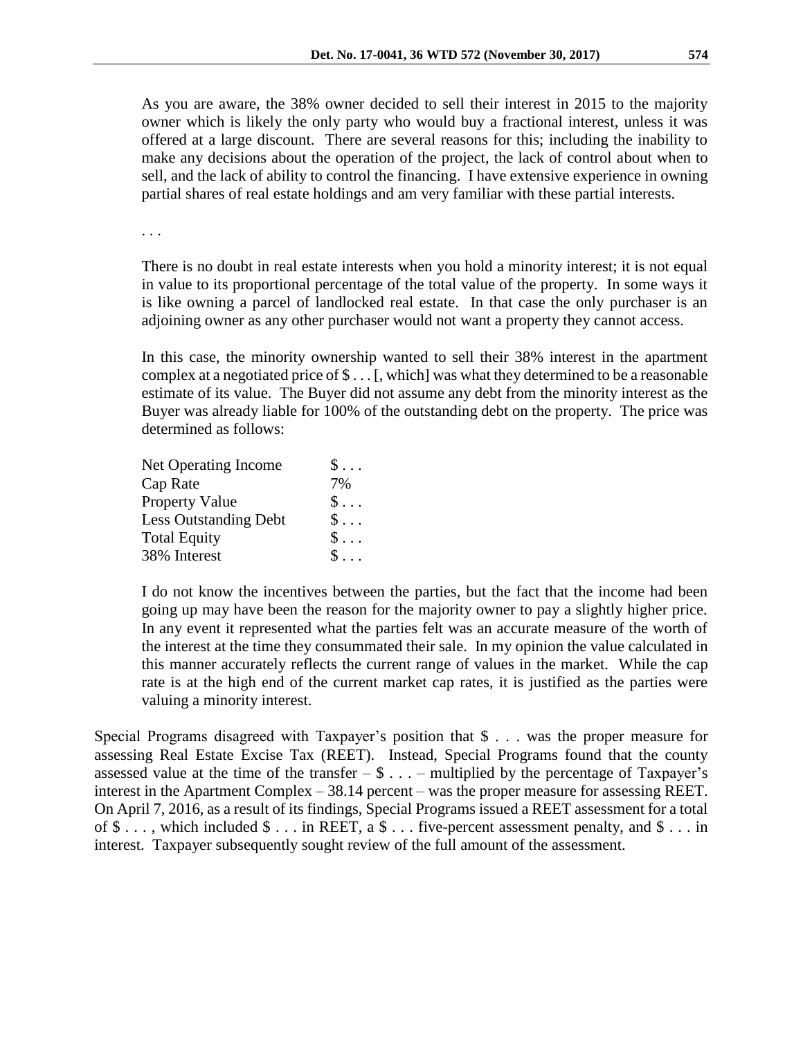> As you are aware, the 38% owner decided to sell their interest in 2015 to the majority owner which is likely the only party who would buy a fractional interest, unless it was offered at a large discount. There are several reasons for this; including the inability to make any decisions about the operation of the project, the lack of control about when to sell, and the lack of ability to control the financing. I have extensive experience in owning partial shares of real estate holdings and am very familiar with these partial interests.
>
> . . .
>
> There is no doubt in real estate interests when you hold a minority interest; it is not equal in value to its proportional percentage of the total value of the property. In some ways it is like owning a parcel of landlocked real estate. In that case the only purchaser is an adjoining owner as any other purchaser would not want a property they cannot access.
>
> In this case, the minority ownership wanted to sell their 38% interest in the apartment complex at a negotiated price of $ . . . [, which] was what they determined to be a reasonable estimate of its value. The Buyer did not assume any debt from the minority interest as the Buyer was already liable for 100% of the outstanding debt on the property. The price was determined as follows:
>
> | | |
> |---|---|
> | Net Operating Income | $ . . . |
> | Cap Rate | 7% |
> | Property Value | $ . . . |
> | Less Outstanding Debt | $ . . . |
> | Total Equity | $ . . . |
> | 38% Interest | $ . . . |
>
> I do not know the incentives between the parties, but the fact that the income had been going up may have been the reason for the majority owner to pay a slightly higher price. In any event it represented what the parties felt was an accurate measure of the worth of the interest at the time they consummated their sale. In my opinion the value calculated in this manner accurately reflects the current range of values in the market. While the cap rate is at the high end of the current market cap rates, it is justified as the parties were valuing a minority interest.

Special Programs disagreed with Taxpayer's position that $ . . . was the proper measure for assessing Real Estate Excise Tax (REET). Instead, Special Programs found that the county assessed value at the time of the transfer – $ . . . – multiplied by the percentage of Taxpayer's interest in the Apartment Complex – 38.14 percent – was the proper measure for assessing REET. On April 7, 2016, as a result of its findings, Special Programs issued a REET assessment for a total of $ . . . , which included $ . . . in REET, a $ . . . five-percent assessment penalty, and $ . . . in interest. Taxpayer subsequently sought review of the full amount of the assessment.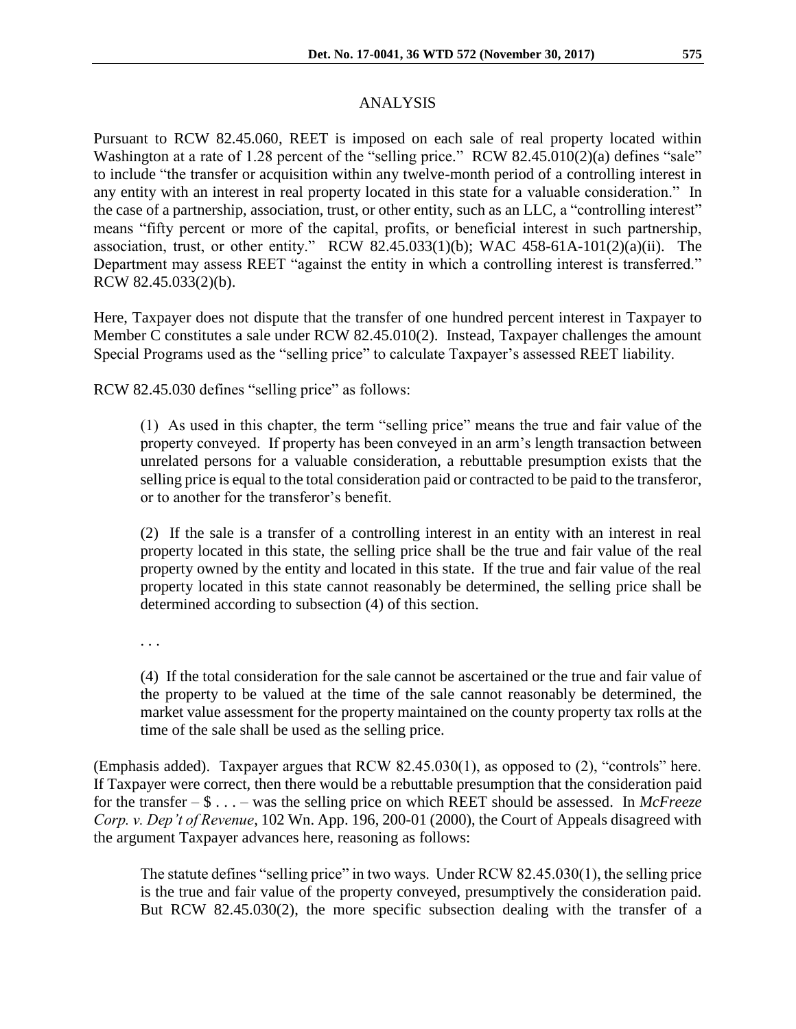## ANALYSIS

Pursuant to RCW 82.45.060, REET is imposed on each sale of real property located within Washington at a rate of 1.28 percent of the "selling price." RCW 82.45.010(2)(a) defines "sale" to include "the transfer or acquisition within any twelve-month period of a controlling interest in any entity with an interest in real property located in this state for a valuable consideration." In the case of a partnership, association, trust, or other entity, such as an LLC, a "controlling interest" means "fifty percent or more of the capital, profits, or beneficial interest in such partnership, association, trust, or other entity." RCW 82.45.033(1)(b); WAC 458-61A-101(2)(a)(ii). The Department may assess REET "against the entity in which a controlling interest is transferred." RCW 82.45.033(2)(b).

Here, Taxpayer does not dispute that the transfer of one hundred percent interest in Taxpayer to Member C constitutes a sale under RCW 82.45.010(2). Instead, Taxpayer challenges the amount Special Programs used as the "selling price" to calculate Taxpayer's assessed REET liability.

RCW 82.45.030 defines "selling price" as follows:

> (1) As used in this chapter, the term "selling price" means the true and fair value of the property conveyed. If property has been conveyed in an arm's length transaction between unrelated persons for a valuable consideration, a rebuttable presumption exists that the selling price is equal to the total consideration paid or contracted to be paid to the transferor, or to another for the transferor's benefit.
>
> (2) If the sale is a transfer of a controlling interest in an entity with an interest in real property located in this state, the selling price shall be the true and fair value of the real property owned by the entity and located in this state. If the true and fair value of the real property located in this state cannot reasonably be determined, the selling price shall be determined according to subsection (4) of this section.
>
> . . .
>
> (4) If the total consideration for the sale cannot be ascertained or the true and fair value of the property to be valued at the time of the sale cannot reasonably be determined, the market value assessment for the property maintained on the county property tax rolls at the time of the sale shall be used as the selling price.

(Emphasis added). Taxpayer argues that RCW 82.45.030(1), as opposed to (2), "controls" here. If Taxpayer were correct, then there would be a rebuttable presumption that the consideration paid for the transfer – $ . . . – was the selling price on which REET should be assessed. In *McFreeze Corp. v. Dep't of Revenue*, 102 Wn. App. 196, 200-01 (2000), the Court of Appeals disagreed with the argument Taxpayer advances here, reasoning as follows:

> The statute defines "selling price" in two ways. Under RCW 82.45.030(1), the selling price is the true and fair value of the property conveyed, presumptively the consideration paid. But RCW 82.45.030(2), the more specific subsection dealing with the transfer of a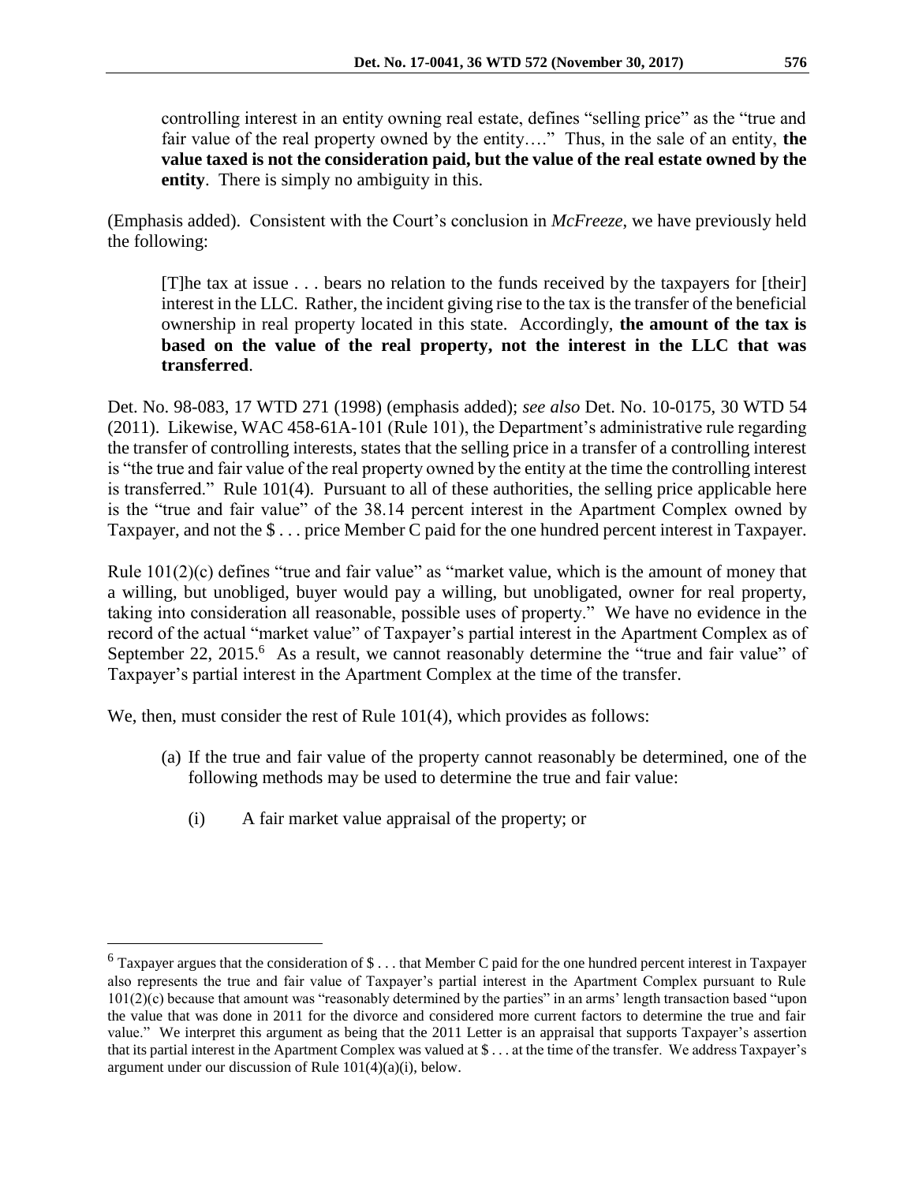controlling interest in an entity owning real estate, defines "selling price" as the "true and fair value of the real property owned by the entity…." Thus, in the sale of an entity, **the value taxed is not the consideration paid, but the value of the real estate owned by the entity**. There is simply no ambiguity in this.

(Emphasis added). Consistent with the Court's conclusion in *McFreeze*, we have previously held the following:

> [T]he tax at issue . . . bears no relation to the funds received by the taxpayers for [their] interest in the LLC. Rather, the incident giving rise to the tax is the transfer of the beneficial ownership in real property located in this state. Accordingly, **the amount of the tax is based on the value of the real property, not the interest in the LLC that was transferred**.

Det. No. 98-083, 17 WTD 271 (1998) (emphasis added); *see also* Det. No. 10-0175, 30 WTD 54 (2011). Likewise, WAC 458-61A-101 (Rule 101), the Department's administrative rule regarding the transfer of controlling interests, states that the selling price in a transfer of a controlling interest is "the true and fair value of the real property owned by the entity at the time the controlling interest is transferred." Rule 101(4). Pursuant to all of these authorities, the selling price applicable here is the "true and fair value" of the 38.14 percent interest in the Apartment Complex owned by Taxpayer, and not the $ . . . price Member C paid for the one hundred percent interest in Taxpayer.

Rule 101(2)(c) defines "true and fair value" as "market value, which is the amount of money that a willing, but unobliged, buyer would pay a willing, but unobligated, owner for real property, taking into consideration all reasonable, possible uses of property." We have no evidence in the record of the actual "market value" of Taxpayer's partial interest in the Apartment Complex as of September 22, 2015.[6] As a result, we cannot reasonably determine the "true and fair value" of Taxpayer's partial interest in the Apartment Complex at the time of the transfer.

We, then, must consider the rest of Rule 101(4), which provides as follows:

> (a) If the true and fair value of the property cannot reasonably be determined, one of the following methods may be used to determine the true and fair value:
>
> (i) A fair market value appraisal of the property; or

---

[6] Taxpayer argues that the consideration of $ . . . that Member C paid for the one hundred percent interest in Taxpayer also represents the true and fair value of Taxpayer's partial interest in the Apartment Complex pursuant to Rule 101(2)(c) because that amount was "reasonably determined by the parties" in an arms' length transaction based "upon the value that was done in 2011 for the divorce and considered more current factors to determine the true and fair value." We interpret this argument as being that the 2011 Letter is an appraisal that supports Taxpayer's assertion that its partial interest in the Apartment Complex was valued at $ . . . at the time of the transfer. We address Taxpayer's argument under our discussion of Rule 101(4)(a)(i), below.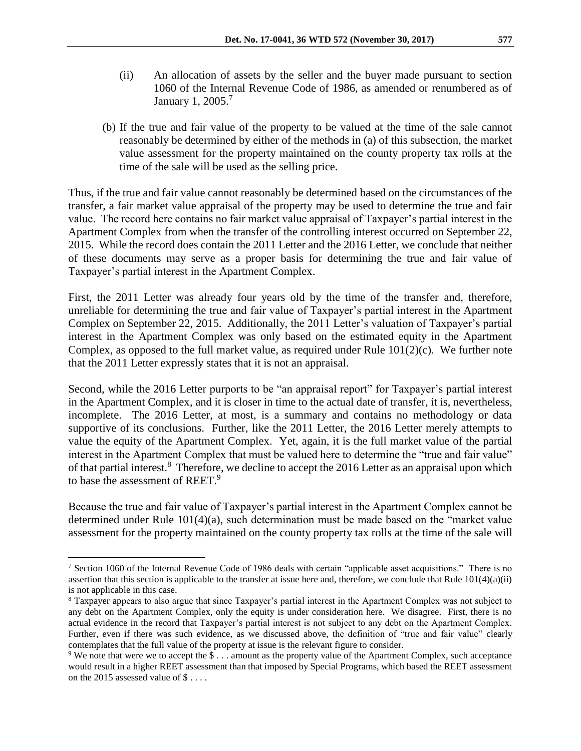(ii) An allocation of assets by the seller and the buyer made pursuant to section 1060 of the Internal Revenue Code of 1986, as amended or renumbered as of January 1, 2005.[7]

(b) If the true and fair value of the property to be valued at the time of the sale cannot reasonably be determined by either of the methods in (a) of this subsection, the market value assessment for the property maintained on the county property tax rolls at the time of the sale will be used as the selling price.

Thus, if the true and fair value cannot reasonably be determined based on the circumstances of the transfer, a fair market value appraisal of the property may be used to determine the true and fair value. The record here contains no fair market value appraisal of Taxpayer's partial interest in the Apartment Complex from when the transfer of the controlling interest occurred on September 22, 2015. While the record does contain the 2011 Letter and the 2016 Letter, we conclude that neither of these documents may serve as a proper basis for determining the true and fair value of Taxpayer's partial interest in the Apartment Complex.

First, the 2011 Letter was already four years old by the time of the transfer and, therefore, unreliable for determining the true and fair value of Taxpayer's partial interest in the Apartment Complex on September 22, 2015. Additionally, the 2011 Letter's valuation of Taxpayer's partial interest in the Apartment Complex was only based on the estimated equity in the Apartment Complex, as opposed to the full market value, as required under Rule 101(2)(c). We further note that the 2011 Letter expressly states that it is not an appraisal.

Second, while the 2016 Letter purports to be "an appraisal report" for Taxpayer's partial interest in the Apartment Complex, and it is closer in time to the actual date of transfer, it is, nevertheless, incomplete. The 2016 Letter, at most, is a summary and contains no methodology or data supportive of its conclusions. Further, like the 2011 Letter, the 2016 Letter merely attempts to value the equity of the Apartment Complex. Yet, again, it is the full market value of the partial interest in the Apartment Complex that must be valued here to determine the "true and fair value" of that partial interest.[8] Therefore, we decline to accept the 2016 Letter as an appraisal upon which to base the assessment of REET.[9]

Because the true and fair value of Taxpayer's partial interest in the Apartment Complex cannot be determined under Rule 101(4)(a), such determination must be made based on the "market value assessment for the property maintained on the county property tax rolls at the time of the sale will

---

[7] Section 1060 of the Internal Revenue Code of 1986 deals with certain "applicable asset acquisitions." There is no assertion that this section is applicable to the transfer at issue here and, therefore, we conclude that Rule 101(4)(a)(ii) is not applicable in this case.

[8] Taxpayer appears to also argue that since Taxpayer's partial interest in the Apartment Complex was not subject to any debt on the Apartment Complex, only the equity is under consideration here. We disagree. First, there is no actual evidence in the record that Taxpayer's partial interest is not subject to any debt on the Apartment Complex. Further, even if there was such evidence, as we discussed above, the definition of "true and fair value" clearly contemplates that the full value of the property at issue is the relevant figure to consider.

[9] We note that were we to accept the $ . . . amount as the property value of the Apartment Complex, such acceptance would result in a higher REET assessment than that imposed by Special Programs, which based the REET assessment on the 2015 assessed value of $ . . . .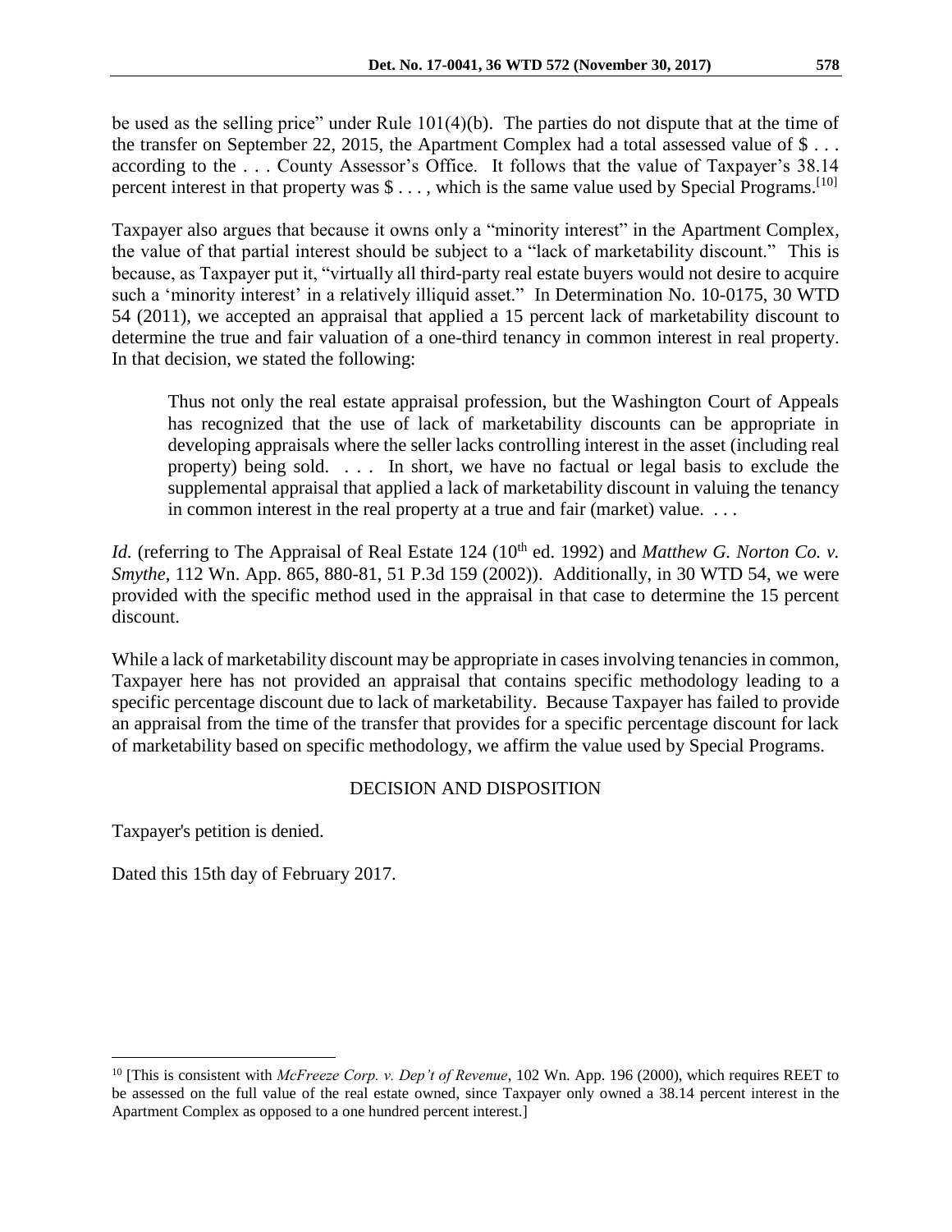be used as the selling price" under Rule 101(4)(b). The parties do not dispute that at the time of the transfer on September 22, 2015, the Apartment Complex had a total assessed value of $ . . . according to the . . . County Assessor's Office. It follows that the value of Taxpayer's 38.14 percent interest in that property was $ . . . , which is the same value used by Special Programs.[10]

Taxpayer also argues that because it owns only a "minority interest" in the Apartment Complex, the value of that partial interest should be subject to a "lack of marketability discount." This is because, as Taxpayer put it, "virtually all third-party real estate buyers would not desire to acquire such a 'minority interest' in a relatively illiquid asset." In Determination No. 10-0175, 30 WTD 54 (2011), we accepted an appraisal that applied a 15 percent lack of marketability discount to determine the true and fair valuation of a one-third tenancy in common interest in real property. In that decision, we stated the following:

> Thus not only the real estate appraisal profession, but the Washington Court of Appeals has recognized that the use of lack of marketability discounts can be appropriate in developing appraisals where the seller lacks controlling interest in the asset (including real property) being sold. . . . In short, we have no factual or legal basis to exclude the supplemental appraisal that applied a lack of marketability discount in valuing the tenancy in common interest in the real property at a true and fair (market) value. . . .

*Id.* (referring to The Appraisal of Real Estate 124 (10th ed. 1992) and *Matthew G. Norton Co. v. Smythe*, 112 Wn. App. 865, 880-81, 51 P.3d 159 (2002)). Additionally, in 30 WTD 54, we were provided with the specific method used in the appraisal in that case to determine the 15 percent discount.

While a lack of marketability discount may be appropriate in cases involving tenancies in common, Taxpayer here has not provided an appraisal that contains specific methodology leading to a specific percentage discount due to lack of marketability. Because Taxpayer has failed to provide an appraisal from the time of the transfer that provides for a specific percentage discount for lack of marketability based on specific methodology, we affirm the value used by Special Programs.

## DECISION AND DISPOSITION

Taxpayer's petition is denied.

Dated this 15th day of February 2017.

---

[10] [This is consistent with *McFreeze Corp. v. Dep't of Revenue*, 102 Wn. App. 196 (2000), which requires REET to be assessed on the full value of the real estate owned, since Taxpayer only owned a 38.14 percent interest in the Apartment Complex as opposed to a one hundred percent interest.]